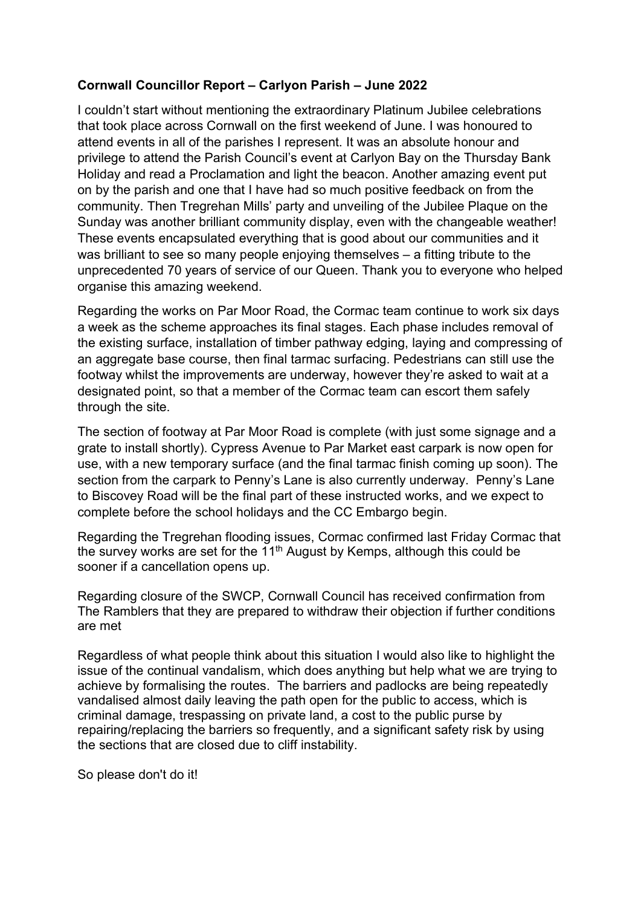**Cornwall Councillor Report – Carlyon Parish – June 2022**

I couldn't start without mentioning the extraordinary Platinum Jubilee celebrations that took place across Cornwall on the first weekend of June. I was honoured to attend events in all of the parishes I represent. It was an absolute honour and privilege to attend the Parish Council's event at Carlyon Bay on the Thursday Bank Holiday and read a Proclamation and light the beacon. Another amazing event put on by the parish and one that I have had so much positive feedback on from the community. Then Tregrehan Mills' party and unveiling of the Jubilee Plaque on the Sunday was another brilliant community display, even with the changeable weather! These events encapsulated everything that is good about our communities and it was brilliant to see so many people enjoying themselves – a fitting tribute to the unprecedented 70 years of service of our Queen. Thank you to everyone who helped organise this amazing weekend.

Regarding the works on Par Moor Road, the Cormac team continue to work six days a week as the scheme approaches its final stages. Each phase includes removal of the existing surface, installation of timber pathway edging, laying and compressing of an aggregate base course, then final tarmac surfacing. Pedestrians can still use the footway whilst the improvements are underway, however they're asked to wait at a designated point, so that a member of the Cormac team can escort them safely through the site.

The section of footway at Par Moor Road is complete (with just some signage and a grate to install shortly). Cypress Avenue to Par Market east carpark is now open for use, with a new temporary surface (and the final tarmac finish coming up soon). The section from the carpark to Penny's Lane is also currently underway. Penny's Lane to Biscovey Road will be the final part of these instructed works, and we expect to complete before the school holidays and the CC Embargo begin.

Regarding the Tregrehan flooding issues, Cormac confirmed last Friday Cormac that the survey works are set for the 11th August by Kemps, although this could be sooner if a cancellation opens up.

Regarding closure of the SWCP, Cornwall Council has received confirmation from The Ramblers that they are prepared to withdraw their objection if further conditions are met

Regardless of what people think about this situation I would also like to highlight the issue of the continual vandalism, which does anything but help what we are trying to achieve by formalising the routes. The barriers and padlocks are being repeatedly vandalised almost daily leaving the path open for the public to access, which is criminal damage, trespassing on private land, a cost to the public purse by repairing/replacing the barriers so frequently, and a significant safety risk by using the sections that are closed due to cliff instability.

So please don't do it!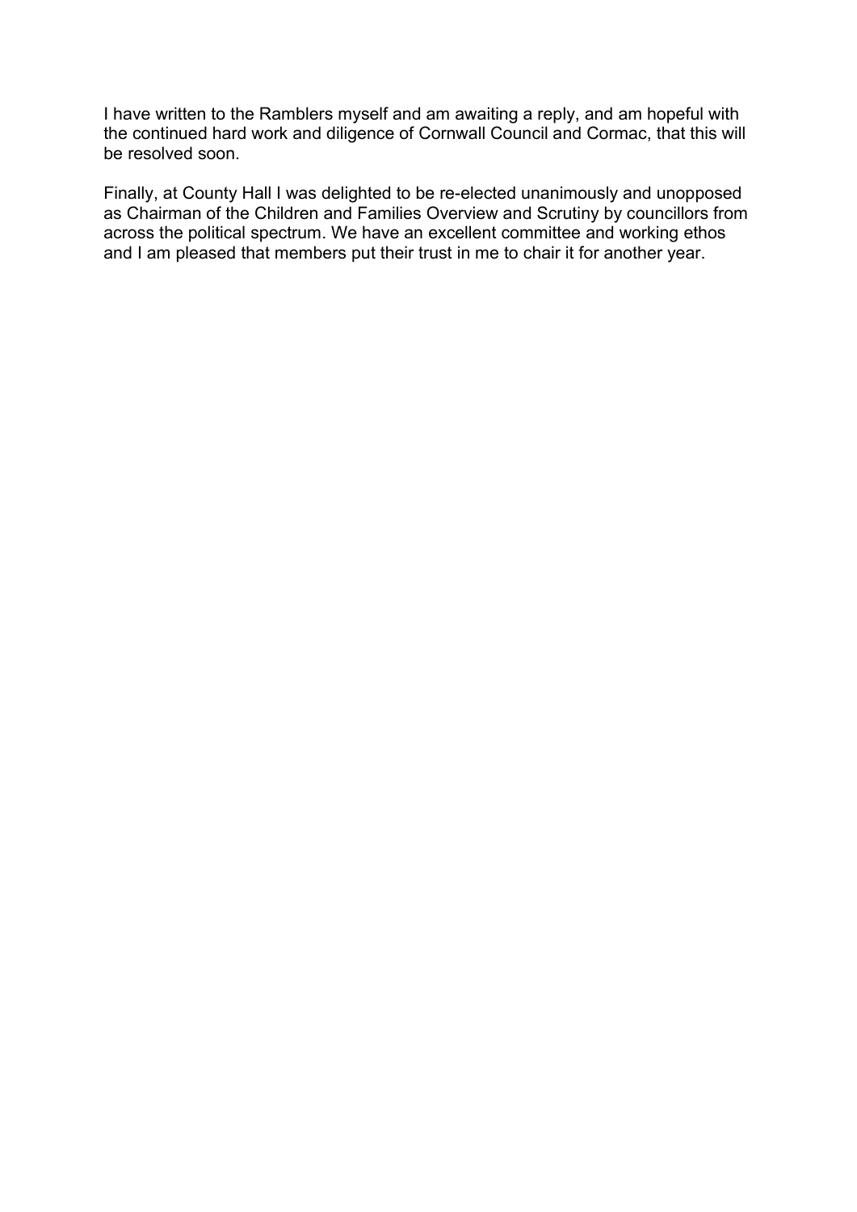I have written to the Ramblers myself and am awaiting a reply, and am hopeful with the continued hard work and diligence of Cornwall Council and Cormac, that this will be resolved soon.

Finally, at County Hall I was delighted to be re-elected unanimously and unopposed as Chairman of the Children and Families Overview and Scrutiny by councillors from across the political spectrum. We have an excellent committee and working ethos and I am pleased that members put their trust in me to chair it for another year.